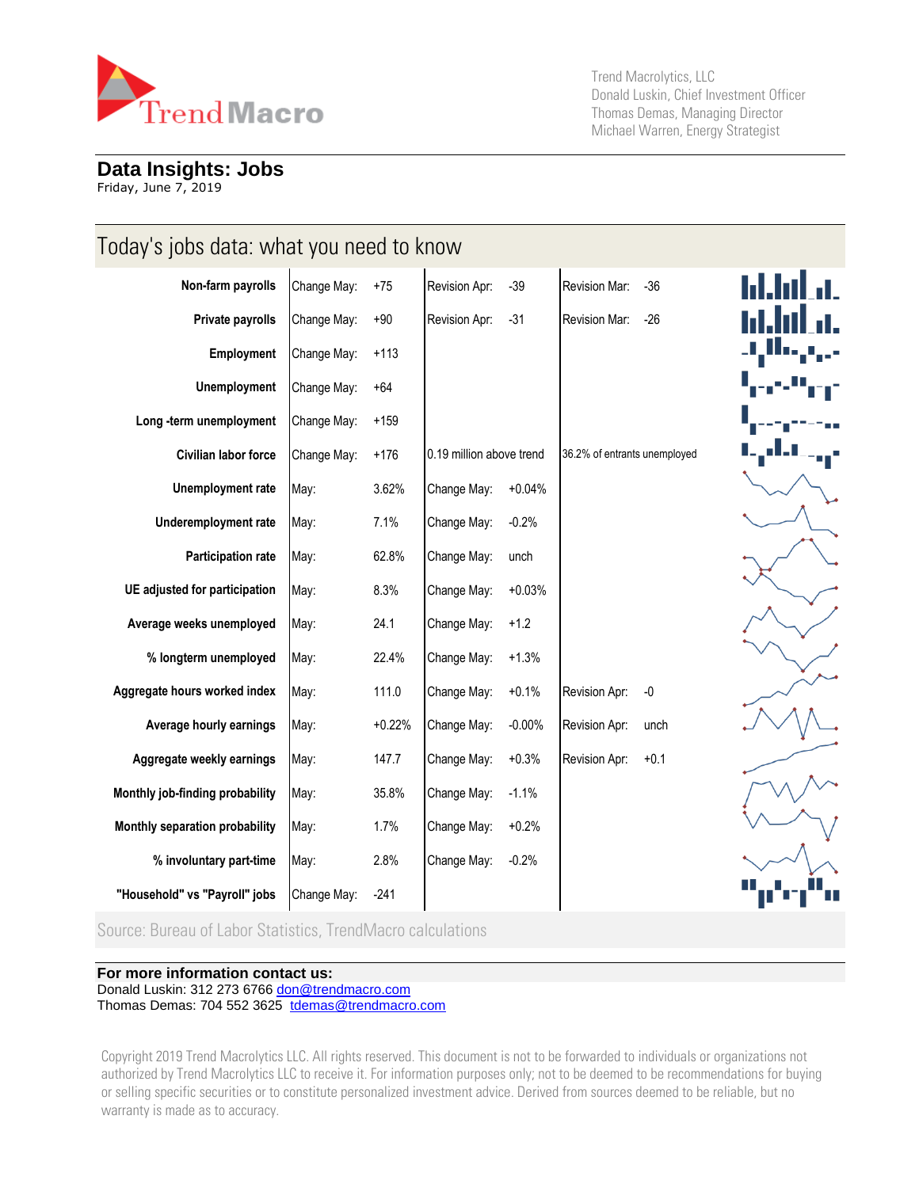Trend Macrolytics, LLC
Donald Luskin, Chief Investment Officer
Thomas Demas, Managing Director
Michael Warren, Energy Strategist

## Data Insights: Jobs

Friday, June 7, 2019

# Today's jobs data: what you need to know

| | | | | | | |
|---|---|---|---|---|---|---|
| **Non-farm payrolls** | Change May: | +75 | Revision Apr: | -39 | Revision Mar: | -36 |
| **Private payrolls** | Change May: | +90 | Revision Apr: | -31 | Revision Mar: | -26 |
| **Employment** | Change May: | +113 | | | | |
| **Unemployment** | Change May: | +64 | | | | |
| **Long -term unemployment** | Change May: | +159 | | | | |
| **Civilian labor force** | Change May: | +176 | 0.19 million above trend | | 36.2% of entrants unemployed | |
| **Unemployment rate** | May: | 3.62% | Change May: | +0.04% | | |
| **Underemployment rate** | May: | 7.1% | Change May: | -0.2% | | |
| **Participation rate** | May: | 62.8% | Change May: | unch | | |
| **UE adjusted for participation** | May: | 8.3% | Change May: | +0.03% | | |
| **Average weeks unemployed** | May: | 24.1 | Change May: | +1.2 | | |
| **% longterm unemployed** | May: | 22.4% | Change May: | +1.3% | | |
| **Aggregate hours worked index** | May: | 111.0 | Change May: | +0.1% | Revision Apr: | -0 |
| **Average hourly earnings** | May: | +0.22% | Change May: | -0.00% | Revision Apr: | unch |
| **Aggregate weekly earnings** | May: | 147.7 | Change May: | +0.3% | Revision Apr: | +0.1 |
| **Monthly job-finding probability** | May: | 35.8% | Change May: | -1.1% | | |
| **Monthly separation probability** | May: | 1.7% | Change May: | +0.2% | | |
| **% involuntary part-time** | May: | 2.8% | Change May: | -0.2% | | |
| **"Household" vs "Payroll" jobs** | Change May: | -241 | | | | |

Source: Bureau of Labor Statistics, TrendMacro calculations

**For more information contact us:**
Donald Luskin: 312 273 6766 don@trendmacro.com
Thomas Demas: 704 552 3625 tdemas@trendmacro.com

Copyright 2019 Trend Macrolytics LLC. All rights reserved. This document is not to be forwarded to individuals or organizations not authorized by Trend Macrolytics LLC to receive it. For information purposes only; not to be deemed to be recommendations for buying or selling specific securities or to constitute personalized investment advice. Derived from sources deemed to be reliable, but no warranty is made as to accuracy.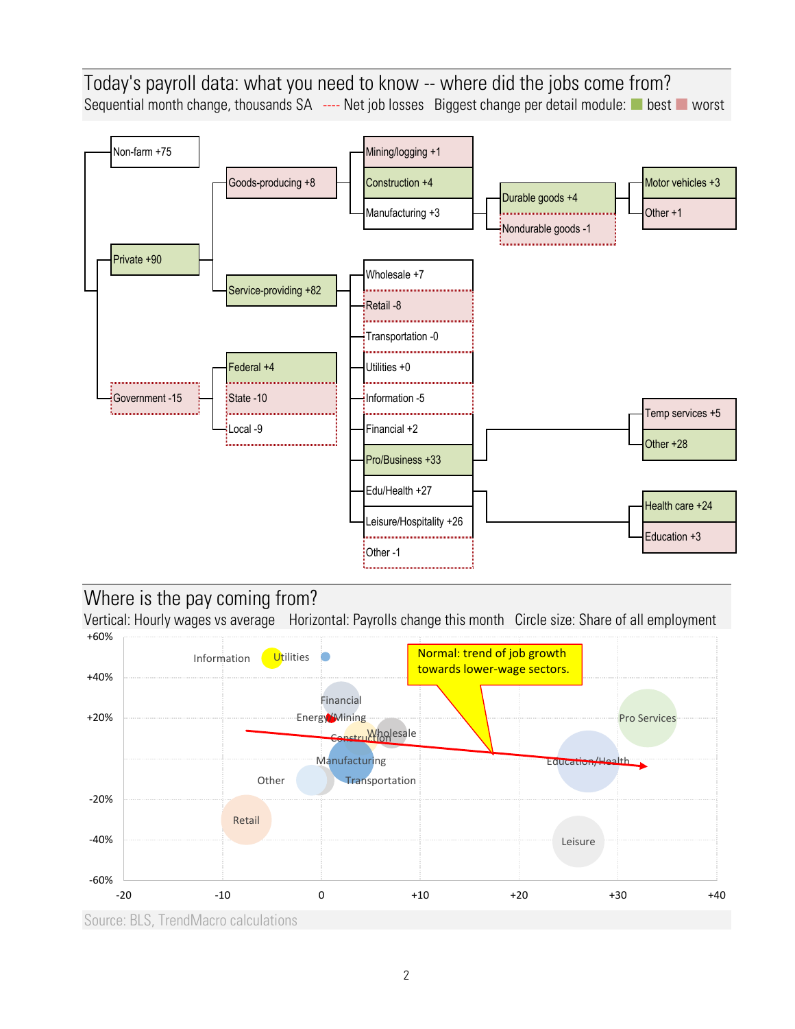## Today's payroll data: what you need to know -- where did the jobs come from?

Sequential month change, thousands SA ---- Net job losses Biggest change per detail module: best worst

- Non-farm +75
- Private +90
  - Goods-producing +8
    - Mining/logging +1
    - Construction +4
    - Manufacturing +3
      - Durable goods +4
        - Motor vehicles +3
        - Other +1
      - Nondurable goods -1
  - Service-providing +82
    - Wholesale +7
    - Retail -8
    - Transportation -0
    - Utilities +0
    - Information -5
    - Financial +2
    - Pro/Business +33
      - Temp services +5
      - Other +28
    - Edu/Health +27
      - Health care +24
      - Education +3
    - Leisure/Hospitality +26
    - Other -1
- Government -15
  - Federal +4
  - State -10
  - Local -9

## Where is the pay coming from?

Vertical: Hourly wages vs average Horizontal: Payrolls change this month Circle size: Share of all employment

Normal: trend of job growth towards lower-wage sectors.

Source: BLS, TrendMacro calculations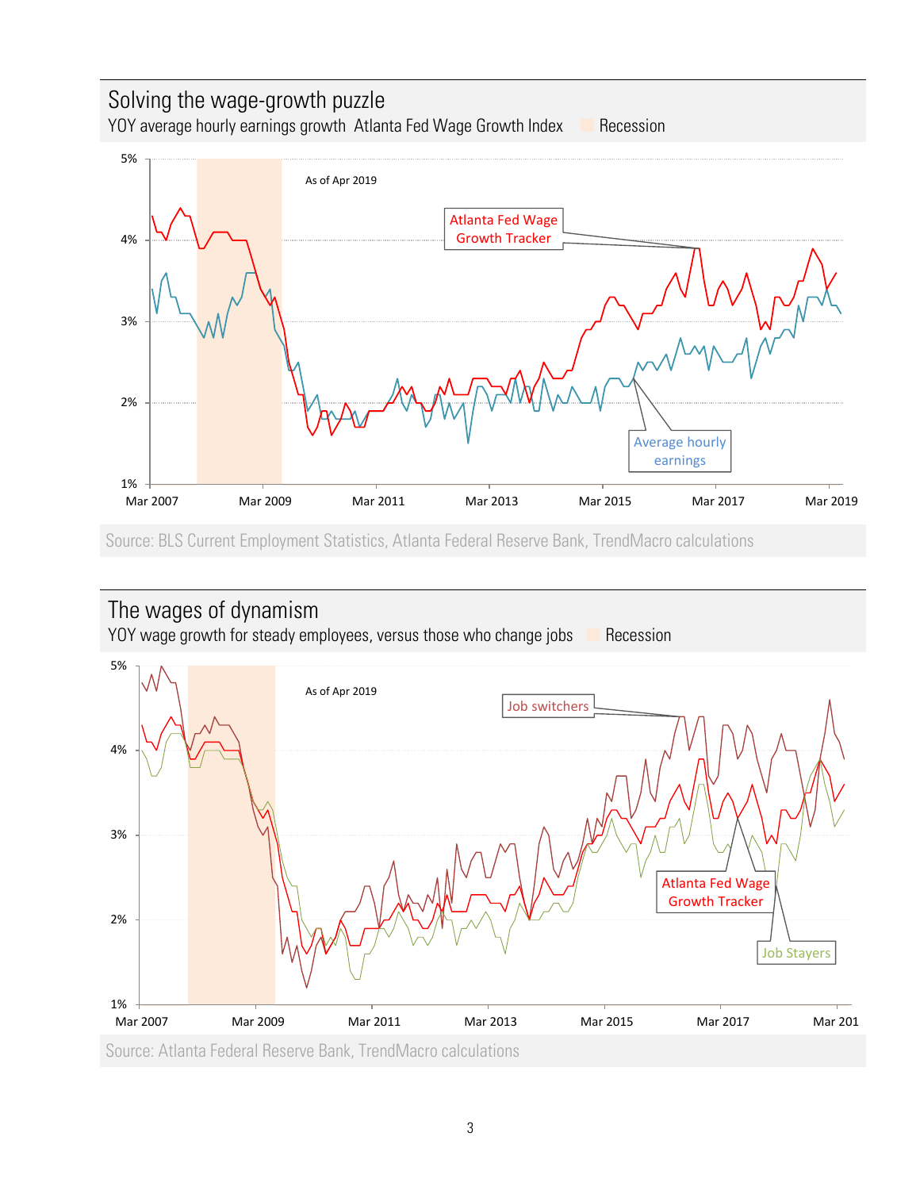## Solving the wage-growth puzzle

YOY average hourly earnings growth  Atlanta Fed Wage Growth Index  Recession

As of Apr 2019

Atlanta Fed Wage Growth Tracker

Average hourly earnings

5% 4% 3% 2% 1%

Mar 2007 Mar 2009 Mar 2011 Mar 2013 Mar 2015 Mar 2017 Mar 2019

Source: BLS Current Employment Statistics, Atlanta Federal Reserve Bank, TrendMacro calculations

## The wages of dynamism

YOY wage growth for steady employees, versus those who change jobs  Recession

As of Apr 2019

Job switchers

Atlanta Fed Wage Growth Tracker

Job Stayers

5% 4% 3% 2% 1%

Mar 2007 Mar 2009 Mar 2011 Mar 2013 Mar 2015 Mar 2017 Mar 201

Source: Atlanta Federal Reserve Bank, TrendMacro calculations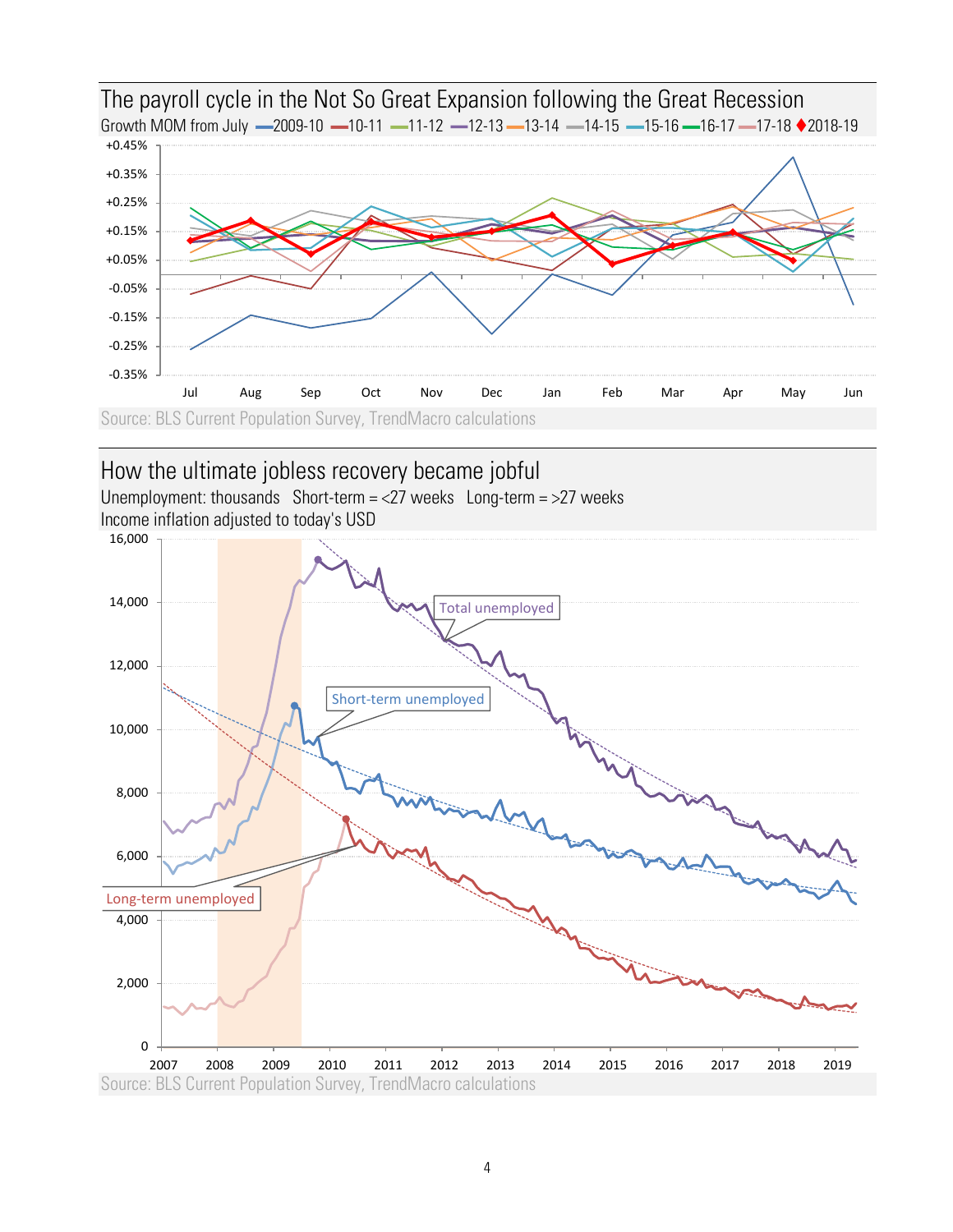## The payroll cycle in the Not So Great Expansion following the Great Recession

Growth MOM from July —2009-10 —10-11 —11-12 —12-13 —13-14 —14-15 —15-16 —16-17 —17-18 ♦2018-19

Source: BLS Current Population Survey, TrendMacro calculations

## How the ultimate jobless recovery became jobful

Unemployment: thousands Short-term = <27 weeks Long-term = >27 weeks

Income inflation adjusted to today's USD

Source: BLS Current Population Survey, TrendMacro calculations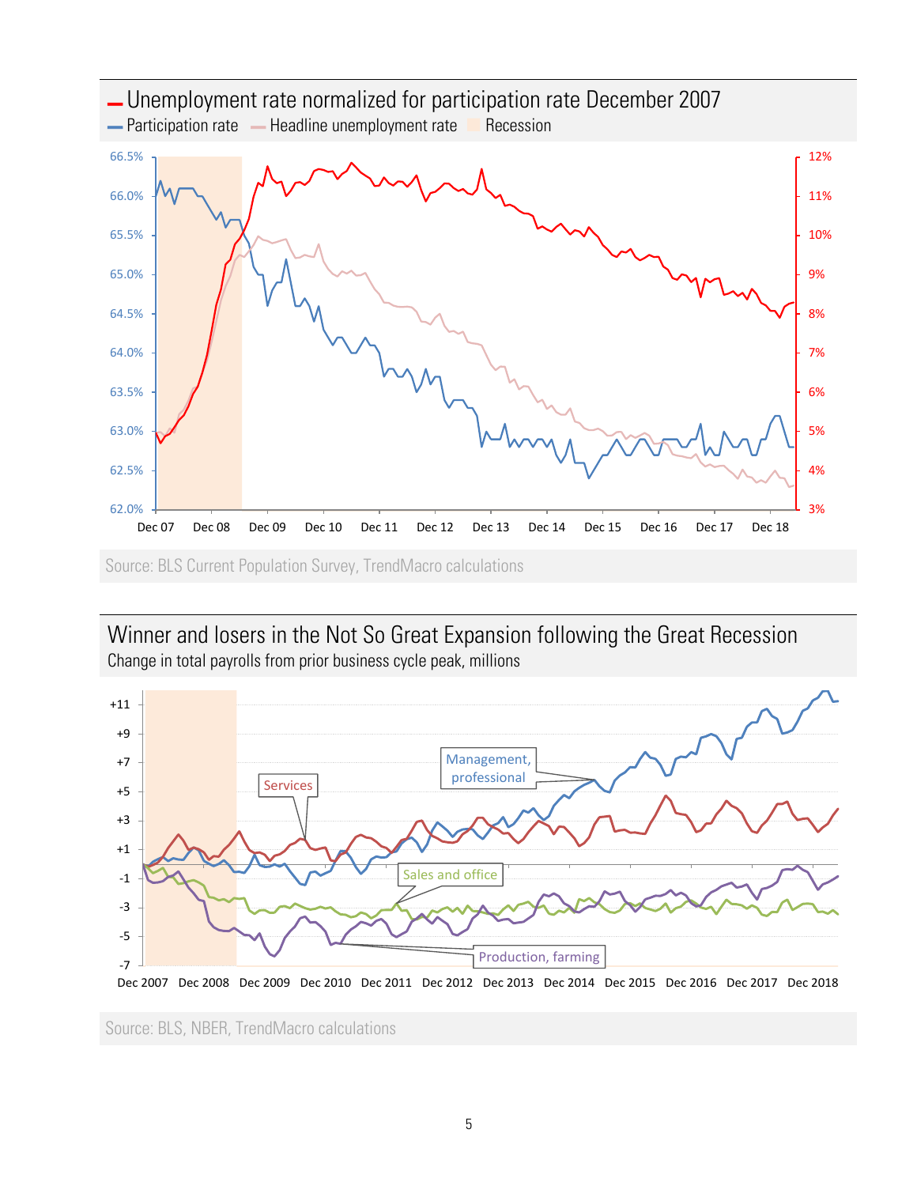## Unemployment rate normalized for participation rate December 2007

Participation rate | Headline unemployment rate | Recession

Source: BLS Current Population Survey, TrendMacro calculations

## Winner and losers in the Not So Great Expansion following the Great Recession

Change in total payrolls from prior business cycle peak, millions

Source: BLS, NBER, TrendMacro calculations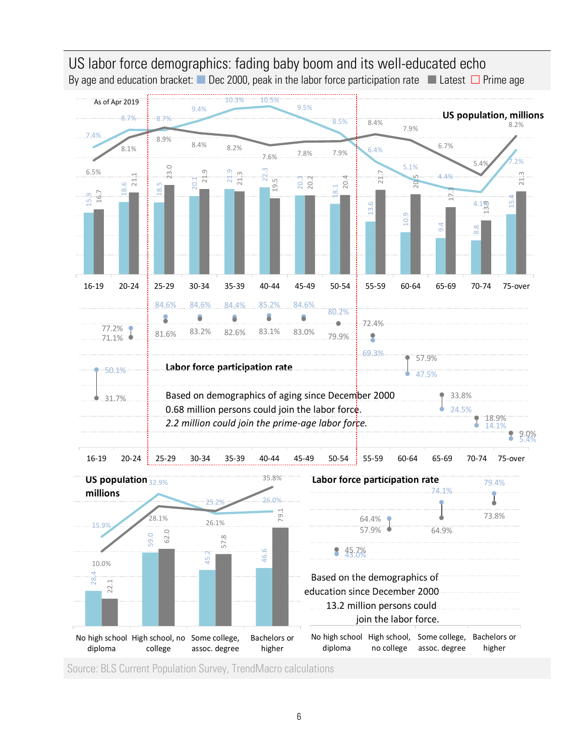# US labor force demographics: fading baby boom and its well-educated echo

By age and education bracket: Dec 2000, peak in the labor force participation rate | Latest | Prime age

As of Apr 2019

**US population, millions**

| Age | Dec 2000 (millions) | Latest (millions) | Dec 2000 share | Latest share |
|---|---|---|---|---|
| 16-19 | 15.9 | 16.7 | 7.4% | 6.5% |
| 20-24 | 18.6 | 21.1 | 8.7% | 8.1% |
| 25-29 | 18.5 | 23.0 | 8.7% | 8.9% |
| 30-34 | 20.1 | 21.9 | 9.4% | 8.4% |
| 35-39 | 21.9 | 21.3 | 10.3% | 8.2% |
| 40-44 | 22.3 | 19.5 | 10.5% | 7.6% |
| 45-49 | 20.3 | 20.2 | 9.5% | 7.8% |
| 50-54 | 18.1 | 20.4 | 8.5% | 7.9% |
| 55-59 | 13.6 | 21.7 | 6.4% | 8.4% |
| 60-64 | 10.9 | 20.5 | 5.1% | 7.9% |
| 65-69 | 9.4 | 17.3 | 4.4% | 6.7% |
| 70-74 | 8.8 | 13.9 | 4.1% | 5.4% |
| 75-over | 15.4 | 21.3 | 7.2% | 8.2% |

**Labor force participation rate**

| Age | Dec 2000 | Latest |
|---|---|---|
| 16-19 | 50.1% | 31.7% |
| 20-24 | 77.2% | 71.1% |
| 25-29 | 84.6% | 81.6% |
| 30-34 | 84.6% | 83.2% |
| 35-39 | 84.4% | 82.6% |
| 40-44 | 85.2% | 83.1% |
| 45-49 | 84.6% | 83.0% |
| 50-54 | 80.2% | 79.9% |
| 55-59 | 69.3% | 72.4% |
| 60-64 | 47.5% | 57.9% |
| 65-69 | 24.5% | 33.8% |
| 70-74 | 14.1% | 18.9% |
| 75-over | 5.4% | 9.0% |

Based on demographics of aging since December 2000 0.68 million persons could join the labor force.
*2.2 million could join the prime-age labor force.*

**US population millions**

| Education | Dec 2000 (millions) | Latest (millions) | Dec 2000 share | Latest share |
|---|---|---|---|---|
| No high school diploma | 28.4 | 22.1 | 15.9% | 10.0% |
| High school, no college | 59.0 | 62.0 | 32.9% | 28.1% |
| Some college, assoc. degree | 45.2 | 57.8 | 25.2% | 26.1% |
| Bachelors or higher | 46.6 | 79.1 | 26.0% | 35.8% |

**Labor force participation rate**

| Education | Dec 2000 | Latest |
|---|---|---|
| No high school diploma | 43.0% | 45.7% |
| High school, no college | 64.4% | 57.9% |
| Some college, assoc. degree | 74.1% | 64.9% |
| Bachelors or higher | 79.4% | 73.8% |

Based on the demographics of education since December 2000 13.2 million persons could join the labor force.

Source: BLS Current Population Survey, TrendMacro calculations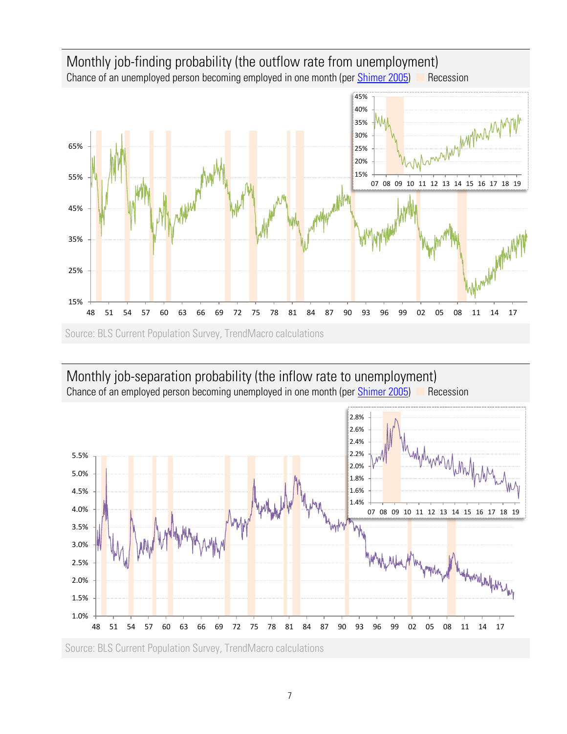## Monthly job-finding probability (the outflow rate from unemployment)

Chance of an unemployed person becoming employed in one month (per Shimer 2005) Recession

Source: BLS Current Population Survey, TrendMacro calculations

## Monthly job-separation probability (the inflow rate to unemployment)

Chance of an employed person becoming unemployed in one month (per Shimer 2005) Recession

Source: BLS Current Population Survey, TrendMacro calculations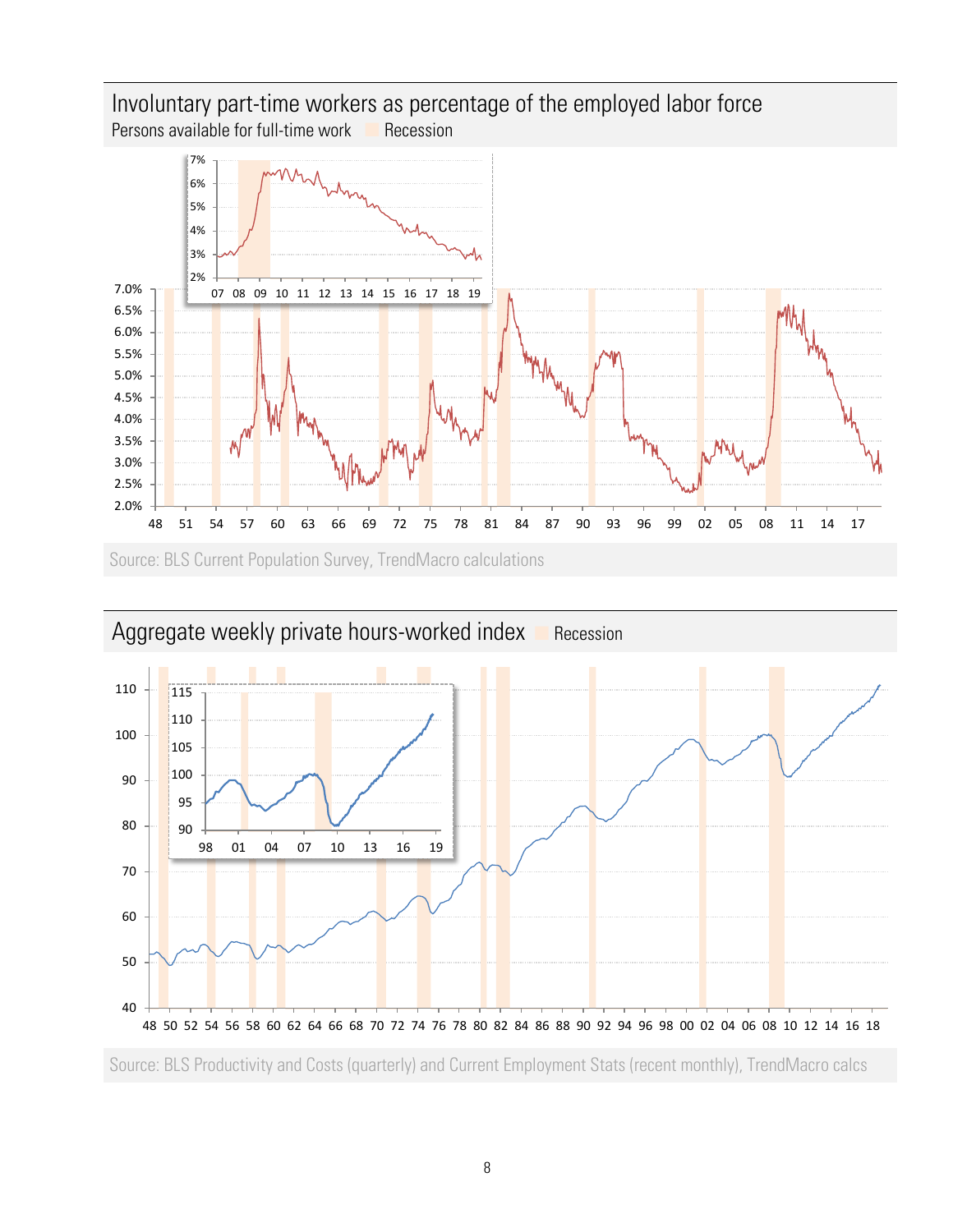## Involuntary part-time workers as percentage of the employed labor force

Persons available for full-time work    Recession

Source: BLS Current Population Survey, TrendMacro calculations

## Aggregate weekly private hours-worked index

Recession

Source: BLS Productivity and Costs (quarterly) and Current Employment Stats (recent monthly), TrendMacro calcs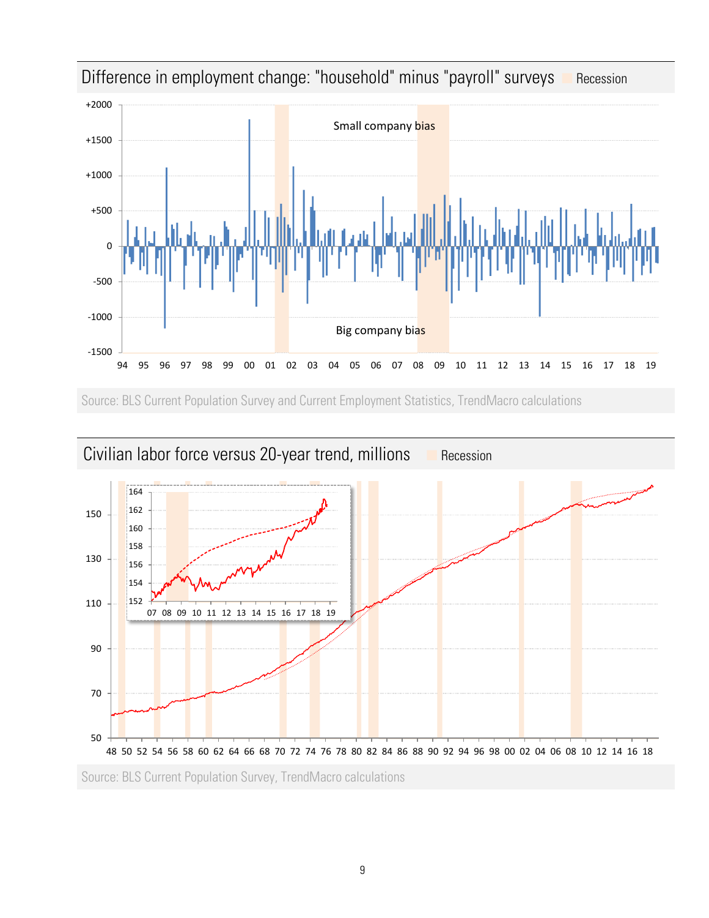## Difference in employment change: "household" minus "payroll" surveys

Source: BLS Current Population Survey and Current Employment Statistics, TrendMacro calculations

## Civilian labor force versus 20-year trend, millions

Source: BLS Current Population Survey, TrendMacro calculations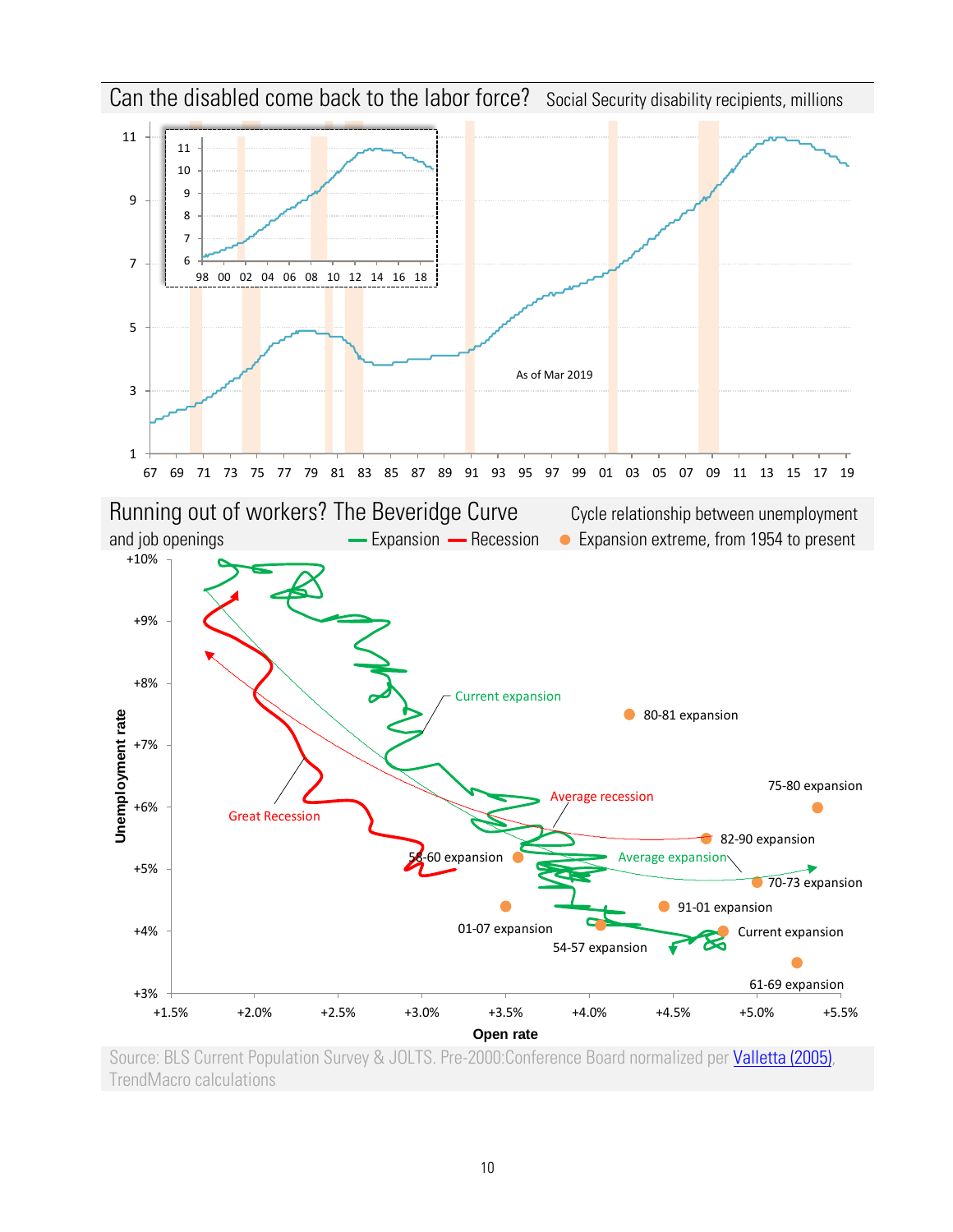## Can the disabled come back to the labor force? Social Security disability recipients, millions

11
9
7
5
3
1

67 69 71 73 75 77 79 81 83 85 87 89 91 93 95 97 99 01 03 05 07 09 11 13 15 17 19

11
10
9
8
7
6

98 00 02 04 06 08 10 12 14 16 18

As of Mar 2019

## Running out of workers? The Beveridge Curve

Cycle relationship between unemployment and job openings

Expansion — Recession — Expansion extreme, from 1954 to present

Unemployment rate

+10%
+9%
+8%
+7%
+6%
+5%
+4%
+3%

Open rate

+1.5% +2.0% +2.5% +3.0% +3.5% +4.0% +4.5% +5.0% +5.5%

Current expansion

80-81 expansion

75-80 expansion

Average recession

Great Recession

82-90 expansion

58-60 expansion

Average expansion

70-73 expansion

91-01 expansion

01-07 expansion

Current expansion

54-57 expansion

61-69 expansion

Source: BLS Current Population Survey & JOLTS. Pre-2000:Conference Board normalized per Valletta (2005), TrendMacro calculations